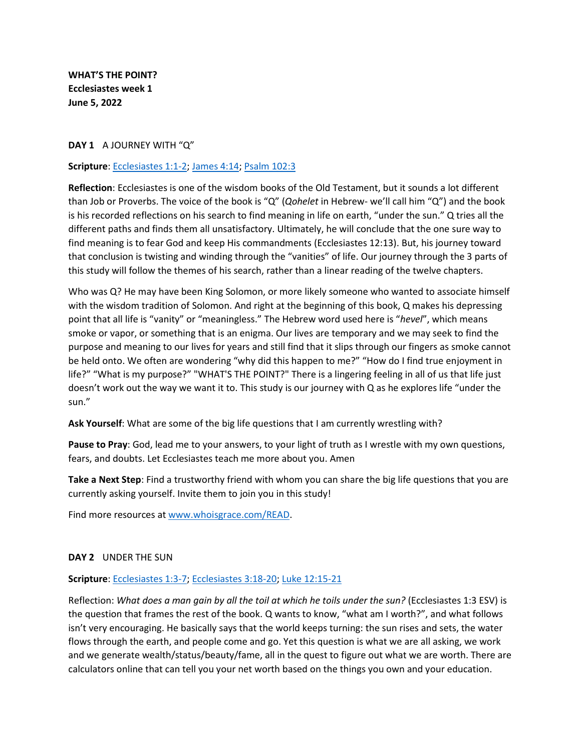**WHAT'S THE POINT?**
**Ecclesiastes week 1**
**June 5, 2022**

**DAY 1** A JOURNEY WITH "Q"

**Scripture**: Ecclesiastes 1:1-2; James 4:14; Psalm 102:3

**Reflection**: Ecclesiastes is one of the wisdom books of the Old Testament, but it sounds a lot different than Job or Proverbs. The voice of the book is "Q" (*Qohelet* in Hebrew- we'll call him "Q") and the book is his recorded reflections on his search to find meaning in life on earth, "under the sun." Q tries all the different paths and finds them all unsatisfactory. Ultimately, he will conclude that the one sure way to find meaning is to fear God and keep His commandments (Ecclesiastes 12:13). But, his journey toward that conclusion is twisting and winding through the "vanities" of life. Our journey through the 3 parts of this study will follow the themes of his search, rather than a linear reading of the twelve chapters.

Who was Q? He may have been King Solomon, or more likely someone who wanted to associate himself with the wisdom tradition of Solomon. And right at the beginning of this book, Q makes his depressing point that all life is "vanity" or "meaningless." The Hebrew word used here is "*hevel*", which means smoke or vapor, or something that is an enigma. Our lives are temporary and we may seek to find the purpose and meaning to our lives for years and still find that it slips through our fingers as smoke cannot be held onto. We often are wondering "why did this happen to me?" "How do I find true enjoyment in life?" "What is my purpose?" "WHAT'S THE POINT?" There is a lingering feeling in all of us that life just doesn't work out the way we want it to. This study is our journey with Q as he explores life "under the sun."

**Ask Yourself**: What are some of the big life questions that I am currently wrestling with?

**Pause to Pray**: God, lead me to your answers, to your light of truth as I wrestle with my own questions, fears, and doubts. Let Ecclesiastes teach me more about you. Amen

**Take a Next Step**: Find a trustworthy friend with whom you can share the big life questions that you are currently asking yourself. Invite them to join you in this study!

Find more resources at www.whoisgrace.com/READ.

**DAY 2** UNDER THE SUN

**Scripture**: Ecclesiastes 1:3-7; Ecclesiastes 3:18-20; Luke 12:15-21

Reflection: *What does a man gain by all the toil at which he toils under the sun?* (Ecclesiastes 1:3 ESV) is the question that frames the rest of the book. Q wants to know, "what am I worth?", and what follows isn't very encouraging. He basically says that the world keeps turning: the sun rises and sets, the water flows through the earth, and people come and go. Yet this question is what we are all asking, we work and we generate wealth/status/beauty/fame, all in the quest to figure out what we are worth. There are calculators online that can tell you your net worth based on the things you own and your education.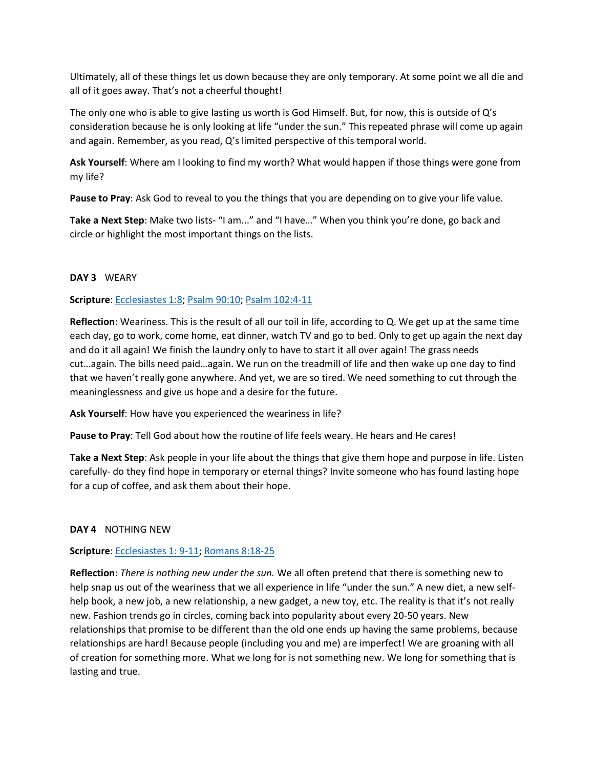Ultimately, all of these things let us down because they are only temporary. At some point we all die and all of it goes away. That's not a cheerful thought!

The only one who is able to give lasting us worth is God Himself. But, for now, this is outside of Q's consideration because he is only looking at life "under the sun." This repeated phrase will come up again and again. Remember, as you read, Q's limited perspective of this temporal world.

**Ask Yourself**: Where am I looking to find my worth? What would happen if those things were gone from my life?

**Pause to Pray**: Ask God to reveal to you the things that you are depending on to give your life value.

**Take a Next Step**: Make two lists- "I am..." and "I have…" When you think you're done, go back and circle or highlight the most important things on the lists.

## DAY 3 WEARY

**Scripture**: [Ecclesiastes 1:8](); [Psalm 90:10](); [Psalm 102:4-11]()

**Reflection**: Weariness. This is the result of all our toil in life, according to Q. We get up at the same time each day, go to work, come home, eat dinner, watch TV and go to bed. Only to get up again the next day and do it all again! We finish the laundry only to have to start it all over again! The grass needs cut…again. The bills need paid…again. We run on the treadmill of life and then wake up one day to find that we haven't really gone anywhere. And yet, we are so tired. We need something to cut through the meaninglessness and give us hope and a desire for the future.

**Ask Yourself**: How have you experienced the weariness in life?

**Pause to Pray**: Tell God about how the routine of life feels weary. He hears and He cares!

**Take a Next Step**: Ask people in your life about the things that give them hope and purpose in life. Listen carefully- do they find hope in temporary or eternal things? Invite someone who has found lasting hope for a cup of coffee, and ask them about their hope.

## DAY 4 NOTHING NEW

**Scripture**: [Ecclesiastes 1: 9-11](); [Romans 8:18-25]()

**Reflection**: *There is nothing new under the sun.* We all often pretend that there is something new to help snap us out of the weariness that we all experience in life "under the sun." A new diet, a new self-help book, a new job, a new relationship, a new gadget, a new toy, etc. The reality is that it's not really new. Fashion trends go in circles, coming back into popularity about every 20-50 years. New relationships that promise to be different than the old one ends up having the same problems, because relationships are hard! Because people (including you and me) are imperfect! We are groaning with all of creation for something more. What we long for is not something new. We long for something that is lasting and true.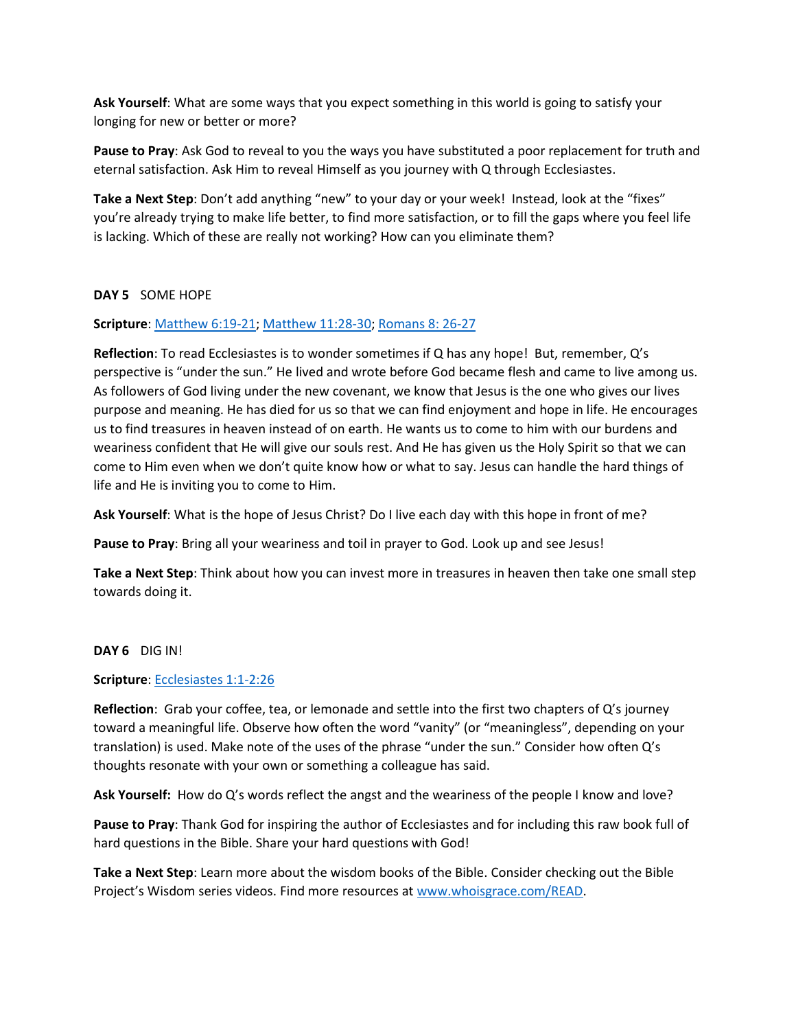**Ask Yourself**: What are some ways that you expect something in this world is going to satisfy your longing for new or better or more?

**Pause to Pray**: Ask God to reveal to you the ways you have substituted a poor replacement for truth and eternal satisfaction. Ask Him to reveal Himself as you journey with Q through Ecclesiastes.

**Take a Next Step**: Don't add anything "new" to your day or your week! Instead, look at the "fixes" you're already trying to make life better, to find more satisfaction, or to fill the gaps where you feel life is lacking. Which of these are really not working? How can you eliminate them?

### DAY 5 SOME HOPE

**Scripture**: [Matthew 6:19-21](); [Matthew 11:28-30](); [Romans 8: 26-27]()

**Reflection**: To read Ecclesiastes is to wonder sometimes if Q has any hope! But, remember, Q's perspective is "under the sun." He lived and wrote before God became flesh and came to live among us. As followers of God living under the new covenant, we know that Jesus is the one who gives our lives purpose and meaning. He has died for us so that we can find enjoyment and hope in life. He encourages us to find treasures in heaven instead of on earth. He wants us to come to him with our burdens and weariness confident that He will give our souls rest. And He has given us the Holy Spirit so that we can come to Him even when we don't quite know how or what to say. Jesus can handle the hard things of life and He is inviting you to come to Him.

**Ask Yourself**: What is the hope of Jesus Christ? Do I live each day with this hope in front of me?

**Pause to Pray**: Bring all your weariness and toil in prayer to God. Look up and see Jesus!

**Take a Next Step**: Think about how you can invest more in treasures in heaven then take one small step towards doing it.

### DAY 6 DIG IN!

**Scripture**: [Ecclesiastes 1:1-2:26]()

**Reflection**: Grab your coffee, tea, or lemonade and settle into the first two chapters of Q's journey toward a meaningful life. Observe how often the word "vanity" (or "meaningless", depending on your translation) is used. Make note of the uses of the phrase "under the sun." Consider how often Q's thoughts resonate with your own or something a colleague has said.

**Ask Yourself:** How do Q's words reflect the angst and the weariness of the people I know and love?

**Pause to Pray**: Thank God for inspiring the author of Ecclesiastes and for including this raw book full of hard questions in the Bible. Share your hard questions with God!

**Take a Next Step**: Learn more about the wisdom books of the Bible. Consider checking out the Bible Project's Wisdom series videos. Find more resources at [www.whoisgrace.com/READ]().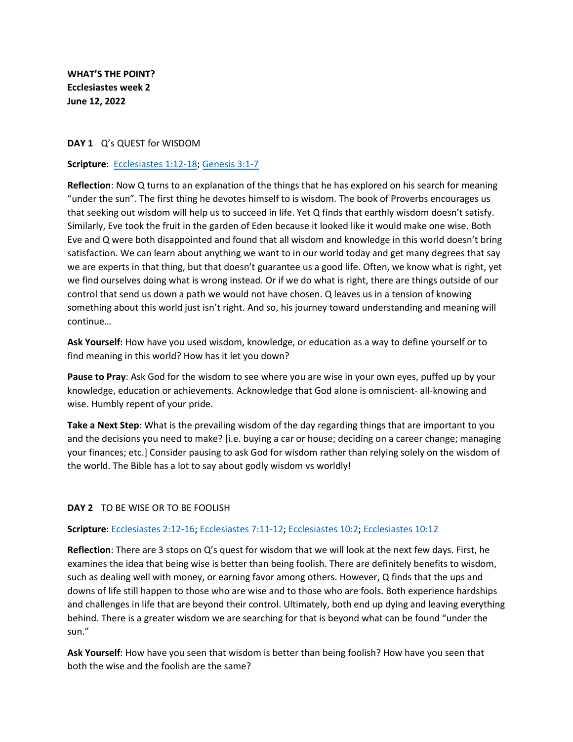**WHAT'S THE POINT?**
**Ecclesiastes week 2**
**June 12, 2022**

**DAY 1** Q's QUEST for WISDOM

**Scripture**: [Ecclesiastes 1:12-18](); [Genesis 3:1-7]()

**Reflection**: Now Q turns to an explanation of the things that he has explored on his search for meaning "under the sun". The first thing he devotes himself to is wisdom. The book of Proverbs encourages us that seeking out wisdom will help us to succeed in life. Yet Q finds that earthly wisdom doesn't satisfy. Similarly, Eve took the fruit in the garden of Eden because it looked like it would make one wise. Both Eve and Q were both disappointed and found that all wisdom and knowledge in this world doesn't bring satisfaction. We can learn about anything we want to in our world today and get many degrees that say we are experts in that thing, but that doesn't guarantee us a good life. Often, we know what is right, yet we find ourselves doing what is wrong instead. Or if we do what is right, there are things outside of our control that send us down a path we would not have chosen. Q leaves us in a tension of knowing something about this world just isn't right. And so, his journey toward understanding and meaning will continue…

**Ask Yourself**: How have you used wisdom, knowledge, or education as a way to define yourself or to find meaning in this world? How has it let you down?

**Pause to Pray**: Ask God for the wisdom to see where you are wise in your own eyes, puffed up by your knowledge, education or achievements. Acknowledge that God alone is omniscient- all-knowing and wise. Humbly repent of your pride.

**Take a Next Step**: What is the prevailing wisdom of the day regarding things that are important to you and the decisions you need to make? [i.e. buying a car or house; deciding on a career change; managing your finances; etc.] Consider pausing to ask God for wisdom rather than relying solely on the wisdom of the world. The Bible has a lot to say about godly wisdom vs worldly!

**DAY 2** TO BE WISE OR TO BE FOOLISH

**Scripture**: [Ecclesiastes 2:12-16](); [Ecclesiastes 7:11-12](); [Ecclesiastes 10:2](); [Ecclesiastes 10:12]()

**Reflection**: There are 3 stops on Q's quest for wisdom that we will look at the next few days. First, he examines the idea that being wise is better than being foolish. There are definitely benefits to wisdom, such as dealing well with money, or earning favor among others. However, Q finds that the ups and downs of life still happen to those who are wise and to those who are fools. Both experience hardships and challenges in life that are beyond their control. Ultimately, both end up dying and leaving everything behind. There is a greater wisdom we are searching for that is beyond what can be found "under the sun."

**Ask Yourself**: How have you seen that wisdom is better than being foolish? How have you seen that both the wise and the foolish are the same?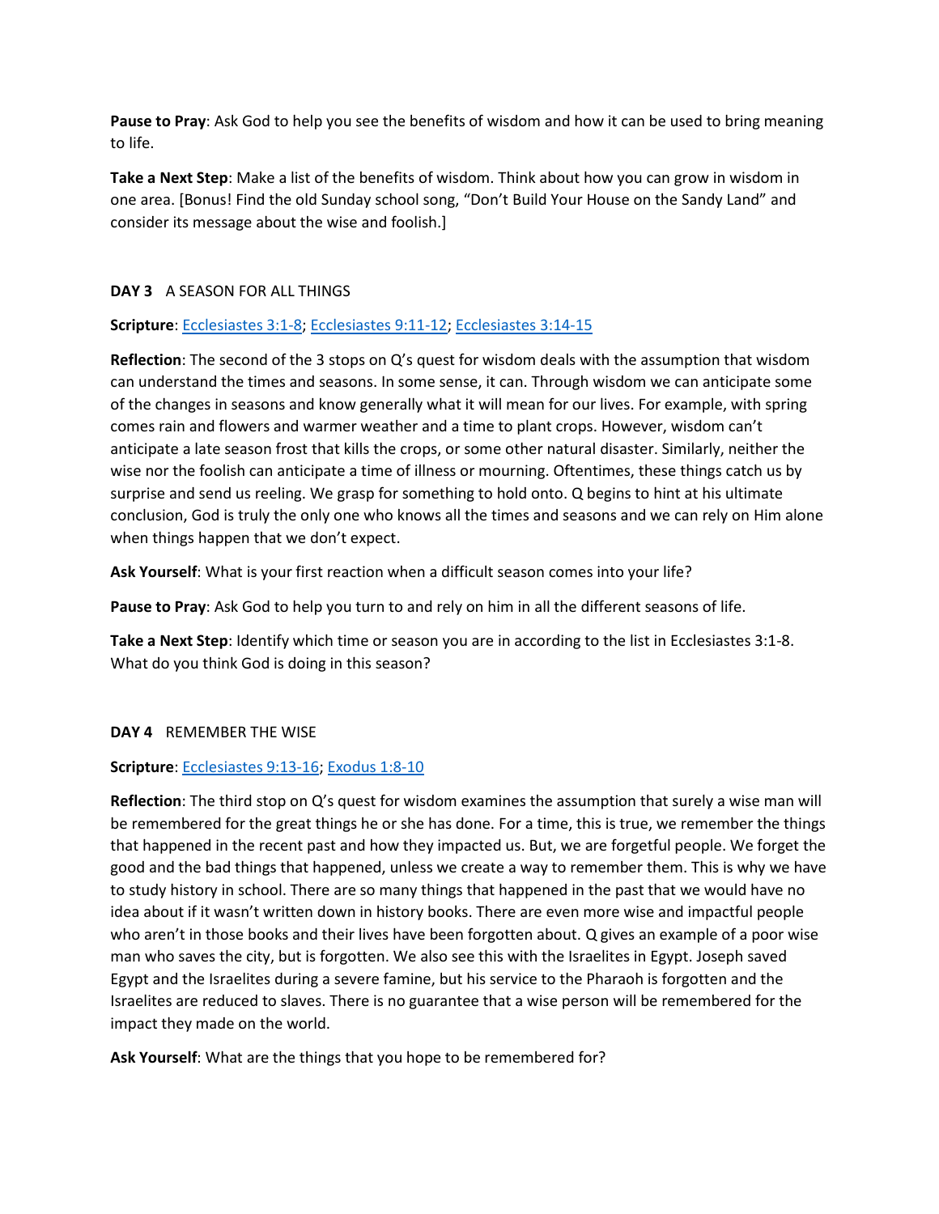**Pause to Pray**: Ask God to help you see the benefits of wisdom and how it can be used to bring meaning to life.

**Take a Next Step**: Make a list of the benefits of wisdom. Think about how you can grow in wisdom in one area. [Bonus! Find the old Sunday school song, "Don't Build Your House on the Sandy Land" and consider its message about the wise and foolish.]

## DAY 3 A SEASON FOR ALL THINGS

**Scripture**: Ecclesiastes 3:1-8; Ecclesiastes 9:11-12; Ecclesiastes 3:14-15

**Reflection**: The second of the 3 stops on Q's quest for wisdom deals with the assumption that wisdom can understand the times and seasons. In some sense, it can. Through wisdom we can anticipate some of the changes in seasons and know generally what it will mean for our lives. For example, with spring comes rain and flowers and warmer weather and a time to plant crops. However, wisdom can't anticipate a late season frost that kills the crops, or some other natural disaster. Similarly, neither the wise nor the foolish can anticipate a time of illness or mourning. Oftentimes, these things catch us by surprise and send us reeling. We grasp for something to hold onto. Q begins to hint at his ultimate conclusion, God is truly the only one who knows all the times and seasons and we can rely on Him alone when things happen that we don't expect.

**Ask Yourself**: What is your first reaction when a difficult season comes into your life?

**Pause to Pray**: Ask God to help you turn to and rely on him in all the different seasons of life.

**Take a Next Step**: Identify which time or season you are in according to the list in Ecclesiastes 3:1-8. What do you think God is doing in this season?

## DAY 4 REMEMBER THE WISE

**Scripture**: Ecclesiastes 9:13-16; Exodus 1:8-10

**Reflection**: The third stop on Q's quest for wisdom examines the assumption that surely a wise man will be remembered for the great things he or she has done. For a time, this is true, we remember the things that happened in the recent past and how they impacted us. But, we are forgetful people. We forget the good and the bad things that happened, unless we create a way to remember them. This is why we have to study history in school. There are so many things that happened in the past that we would have no idea about if it wasn't written down in history books. There are even more wise and impactful people who aren't in those books and their lives have been forgotten about. Q gives an example of a poor wise man who saves the city, but is forgotten. We also see this with the Israelites in Egypt. Joseph saved Egypt and the Israelites during a severe famine, but his service to the Pharaoh is forgotten and the Israelites are reduced to slaves. There is no guarantee that a wise person will be remembered for the impact they made on the world.

**Ask Yourself**: What are the things that you hope to be remembered for?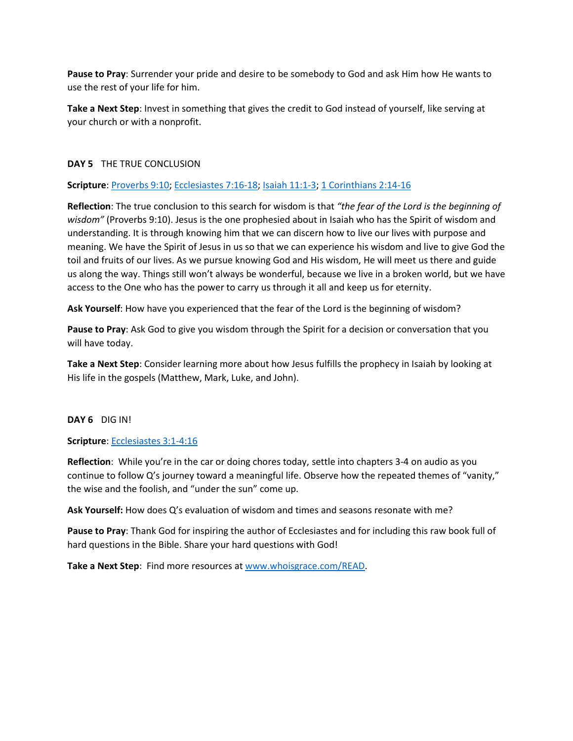**Pause to Pray**: Surrender your pride and desire to be somebody to God and ask Him how He wants to use the rest of your life for him.

**Take a Next Step**: Invest in something that gives the credit to God instead of yourself, like serving at your church or with a nonprofit.

**DAY 5** THE TRUE CONCLUSION

**Scripture**: [Proverbs 9:10](); [Ecclesiastes 7:16-18](); [Isaiah 11:1-3](); [1 Corinthians 2:14-16]()

**Reflection**: The true conclusion to this search for wisdom is that *"the fear of the Lord is the beginning of wisdom"* (Proverbs 9:10). Jesus is the one prophesied about in Isaiah who has the Spirit of wisdom and understanding. It is through knowing him that we can discern how to live our lives with purpose and meaning. We have the Spirit of Jesus in us so that we can experience his wisdom and live to give God the toil and fruits of our lives. As we pursue knowing God and His wisdom, He will meet us there and guide us along the way. Things still won't always be wonderful, because we live in a broken world, but we have access to the One who has the power to carry us through it all and keep us for eternity.

**Ask Yourself**: How have you experienced that the fear of the Lord is the beginning of wisdom?

**Pause to Pray**: Ask God to give you wisdom through the Spirit for a decision or conversation that you will have today.

**Take a Next Step**: Consider learning more about how Jesus fulfills the prophecy in Isaiah by looking at His life in the gospels (Matthew, Mark, Luke, and John).

**DAY 6** DIG IN!

**Scripture**: [Ecclesiastes 3:1-4:16]()

**Reflection**: While you're in the car or doing chores today, settle into chapters 3-4 on audio as you continue to follow Q's journey toward a meaningful life. Observe how the repeated themes of "vanity," the wise and the foolish, and "under the sun" come up.

**Ask Yourself:** How does Q's evaluation of wisdom and times and seasons resonate with me?

**Pause to Pray**: Thank God for inspiring the author of Ecclesiastes and for including this raw book full of hard questions in the Bible. Share your hard questions with God!

**Take a Next Step**: Find more resources at [www.whoisgrace.com/READ]().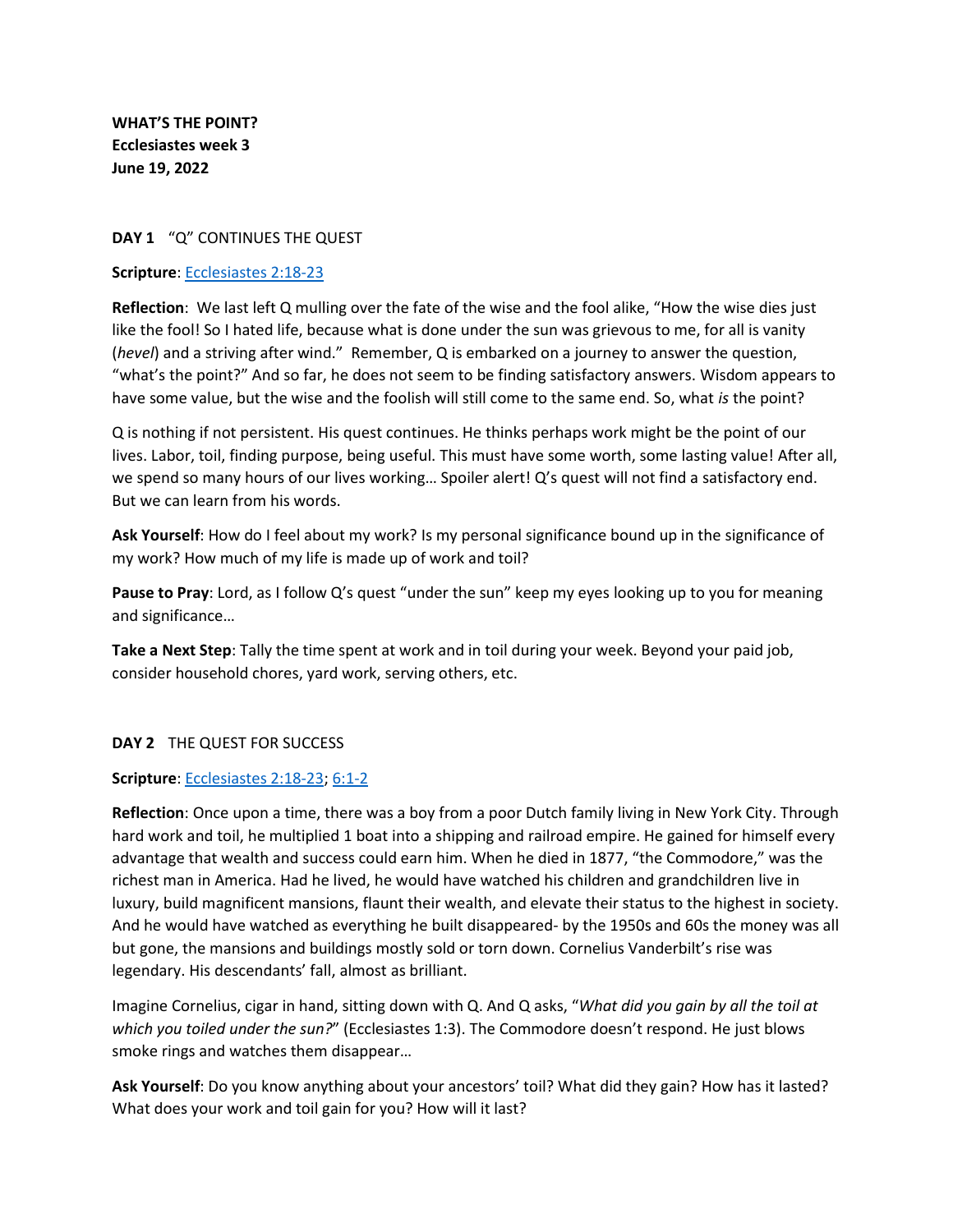**WHAT'S THE POINT?**
**Ecclesiastes week 3**
**June 19, 2022**

**DAY 1** "Q" CONTINUES THE QUEST

**Scripture**: [Ecclesiastes 2:18-23]

**Reflection**: We last left Q mulling over the fate of the wise and the fool alike, "How the wise dies just like the fool! So I hated life, because what is done under the sun was grievous to me, for all is vanity (*hevel*) and a striving after wind." Remember, Q is embarked on a journey to answer the question, "what's the point?" And so far, he does not seem to be finding satisfactory answers. Wisdom appears to have some value, but the wise and the foolish will still come to the same end. So, what *is* the point?

Q is nothing if not persistent. His quest continues. He thinks perhaps work might be the point of our lives. Labor, toil, finding purpose, being useful. This must have some worth, some lasting value! After all, we spend so many hours of our lives working… Spoiler alert! Q's quest will not find a satisfactory end. But we can learn from his words.

**Ask Yourself**: How do I feel about my work? Is my personal significance bound up in the significance of my work? How much of my life is made up of work and toil?

**Pause to Pray**: Lord, as I follow Q's quest "under the sun" keep my eyes looking up to you for meaning and significance…

**Take a Next Step**: Tally the time spent at work and in toil during your week. Beyond your paid job, consider household chores, yard work, serving others, etc.

**DAY 2** THE QUEST FOR SUCCESS

**Scripture**: [Ecclesiastes 2:18-23]; [6:1-2]

**Reflection**: Once upon a time, there was a boy from a poor Dutch family living in New York City. Through hard work and toil, he multiplied 1 boat into a shipping and railroad empire. He gained for himself every advantage that wealth and success could earn him. When he died in 1877, "the Commodore," was the richest man in America. Had he lived, he would have watched his children and grandchildren live in luxury, build magnificent mansions, flaunt their wealth, and elevate their status to the highest in society. And he would have watched as everything he built disappeared- by the 1950s and 60s the money was all but gone, the mansions and buildings mostly sold or torn down. Cornelius Vanderbilt's rise was legendary. His descendants' fall, almost as brilliant.

Imagine Cornelius, cigar in hand, sitting down with Q. And Q asks, "*What did you gain by all the toil at which you toiled under the sun?*" (Ecclesiastes 1:3). The Commodore doesn't respond. He just blows smoke rings and watches them disappear…

**Ask Yourself**: Do you know anything about your ancestors' toil? What did they gain? How has it lasted? What does your work and toil gain for you? How will it last?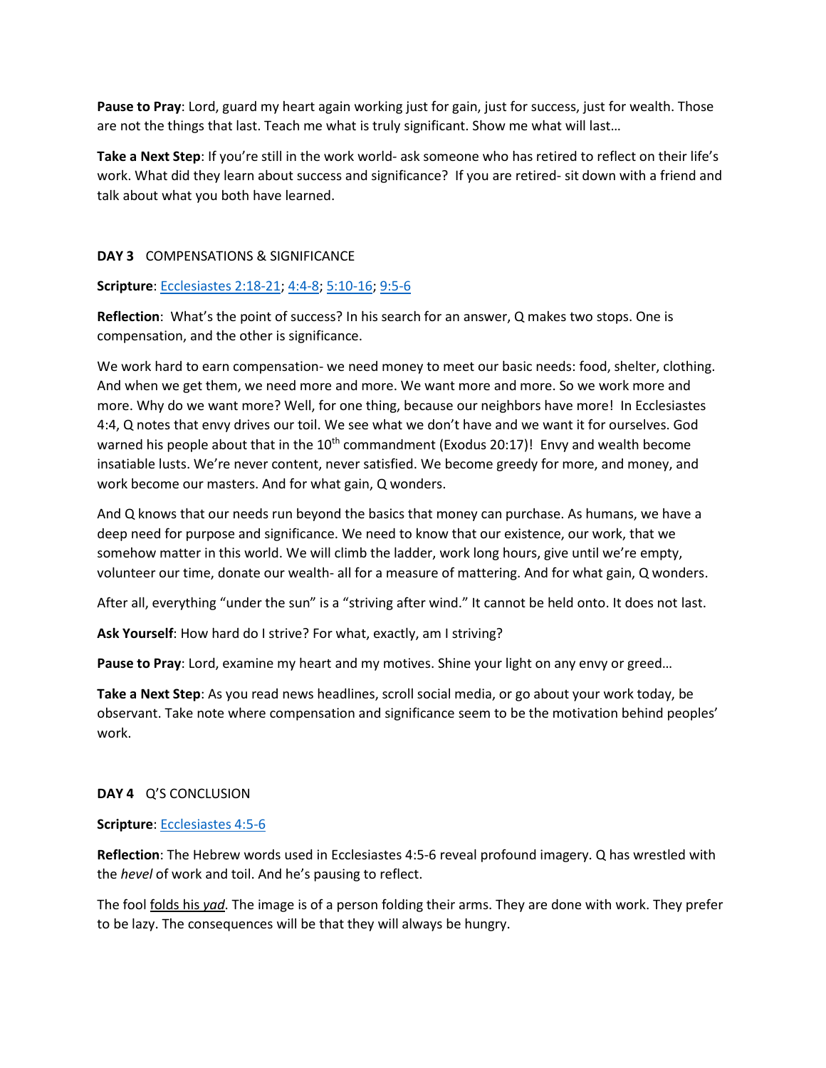**Pause to Pray**: Lord, guard my heart again working just for gain, just for success, just for wealth. Those are not the things that last. Teach me what is truly significant. Show me what will last…

**Take a Next Step**: If you're still in the work world- ask someone who has retired to reflect on their life's work. What did they learn about success and significance? If you are retired- sit down with a friend and talk about what you both have learned.

**DAY 3** COMPENSATIONS & SIGNIFICANCE

**Scripture**: Ecclesiastes 2:18-21; 4:4-8; 5:10-16; 9:5-6

**Reflection**: What's the point of success? In his search for an answer, Q makes two stops. One is compensation, and the other is significance.

We work hard to earn compensation- we need money to meet our basic needs: food, shelter, clothing. And when we get them, we need more and more. We want more and more. So we work more and more. Why do we want more? Well, for one thing, because our neighbors have more! In Ecclesiastes 4:4, Q notes that envy drives our toil. We see what we don't have and we want it for ourselves. God warned his people about that in the 10th commandment (Exodus 20:17)! Envy and wealth become insatiable lusts. We're never content, never satisfied. We become greedy for more, and money, and work become our masters. And for what gain, Q wonders.

And Q knows that our needs run beyond the basics that money can purchase. As humans, we have a deep need for purpose and significance. We need to know that our existence, our work, that we somehow matter in this world. We will climb the ladder, work long hours, give until we're empty, volunteer our time, donate our wealth- all for a measure of mattering. And for what gain, Q wonders.

After all, everything "under the sun" is a "striving after wind." It cannot be held onto. It does not last.

**Ask Yourself**: How hard do I strive? For what, exactly, am I striving?

**Pause to Pray**: Lord, examine my heart and my motives. Shine your light on any envy or greed…

**Take a Next Step**: As you read news headlines, scroll social media, or go about your work today, be observant. Take note where compensation and significance seem to be the motivation behind peoples' work.

**DAY 4** Q'S CONCLUSION

**Scripture**: Ecclesiastes 4:5-6

**Reflection**: The Hebrew words used in Ecclesiastes 4:5-6 reveal profound imagery. Q has wrestled with the *hevel* of work and toil. And he's pausing to reflect.

The fool folds his *yad*. The image is of a person folding their arms. They are done with work. They prefer to be lazy. The consequences will be that they will always be hungry.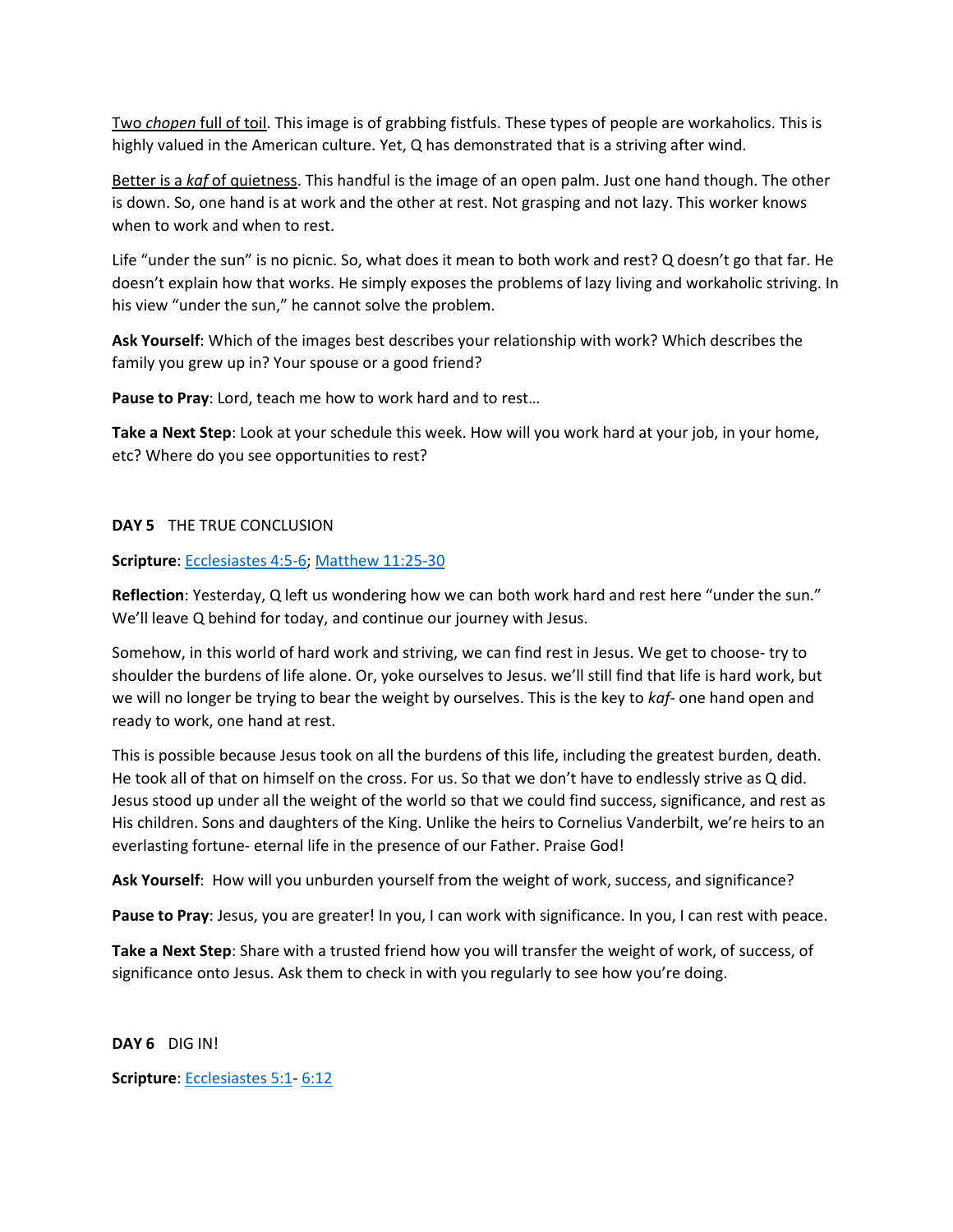<u>Two *chopen* full of toil</u>. This image is of grabbing fistfuls. These types of people are workaholics. This is highly valued in the American culture. Yet, Q has demonstrated that is a striving after wind.

<u>Better is a *kaf* of quietness</u>. This handful is the image of an open palm. Just one hand though. The other is down. So, one hand is at work and the other at rest. Not grasping and not lazy. This worker knows when to work and when to rest.

Life "under the sun" is no picnic. So, what does it mean to both work and rest? Q doesn't go that far. He doesn't explain how that works. He simply exposes the problems of lazy living and workaholic striving. In his view "under the sun," he cannot solve the problem.

**Ask Yourself**: Which of the images best describes your relationship with work? Which describes the family you grew up in? Your spouse or a good friend?

**Pause to Pray**: Lord, teach me how to work hard and to rest…

**Take a Next Step**: Look at your schedule this week. How will you work hard at your job, in your home, etc? Where do you see opportunities to rest?

**DAY 5** THE TRUE CONCLUSION

**Scripture**: [Ecclesiastes 4:5-6](); [Matthew 11:25-30]()

**Reflection**: Yesterday, Q left us wondering how we can both work hard and rest here "under the sun." We'll leave Q behind for today, and continue our journey with Jesus.

Somehow, in this world of hard work and striving, we can find rest in Jesus. We get to choose- try to shoulder the burdens of life alone. Or, yoke ourselves to Jesus. we'll still find that life is hard work, but we will no longer be trying to bear the weight by ourselves. This is the key to *kaf*- one hand open and ready to work, one hand at rest.

This is possible because Jesus took on all the burdens of this life, including the greatest burden, death. He took all of that on himself on the cross. For us. So that we don't have to endlessly strive as Q did. Jesus stood up under all the weight of the world so that we could find success, significance, and rest as His children. Sons and daughters of the King. Unlike the heirs to Cornelius Vanderbilt, we're heirs to an everlasting fortune- eternal life in the presence of our Father. Praise God!

**Ask Yourself**: How will you unburden yourself from the weight of work, success, and significance?

**Pause to Pray**: Jesus, you are greater! In you, I can work with significance. In you, I can rest with peace.

**Take a Next Step**: Share with a trusted friend how you will transfer the weight of work, of success, of significance onto Jesus. Ask them to check in with you regularly to see how you're doing.

**DAY 6** DIG IN!

**Scripture**: [Ecclesiastes 5:1]()- [6:12]()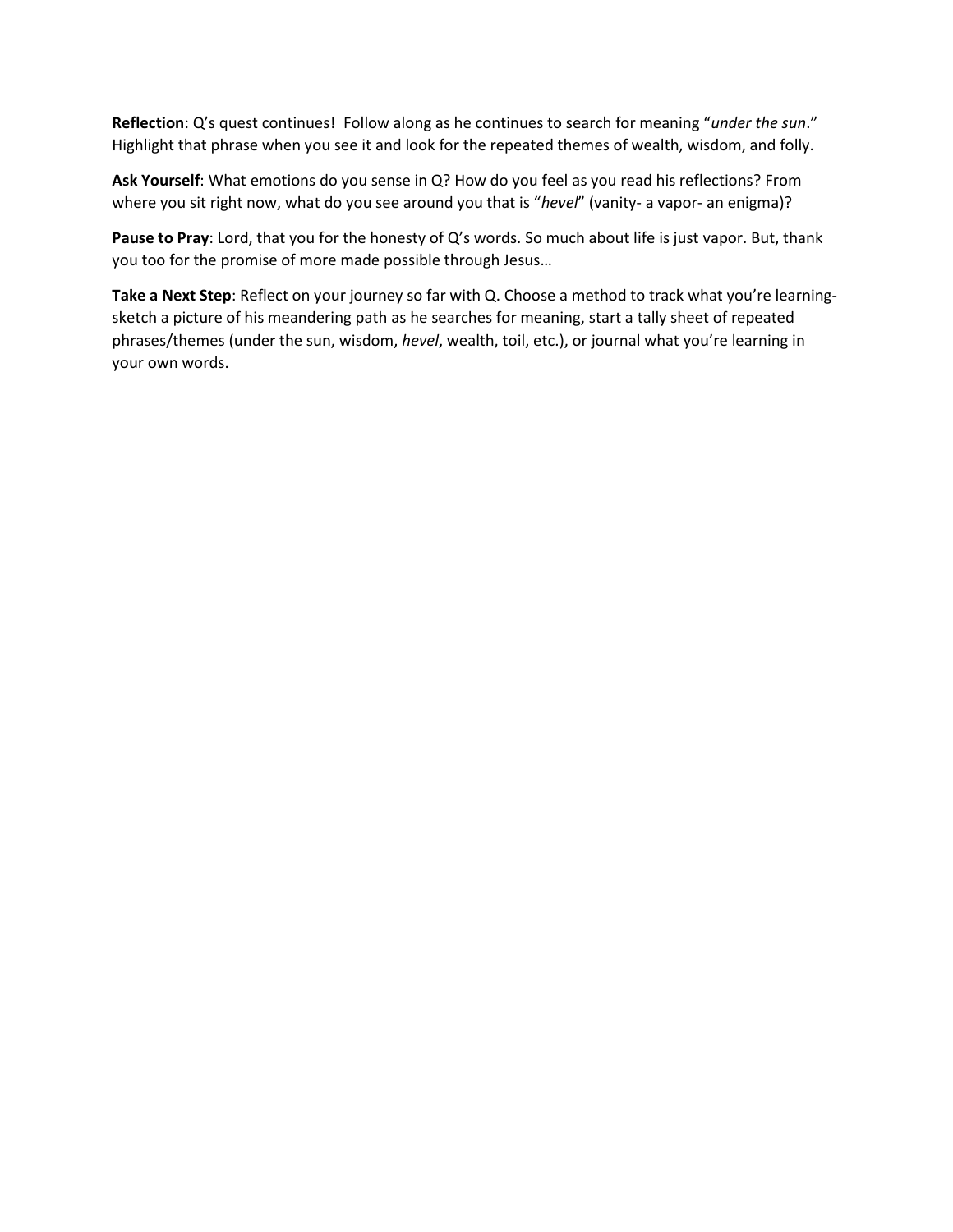**Reflection**: Q's quest continues! Follow along as he continues to search for meaning "*under the sun*." Highlight that phrase when you see it and look for the repeated themes of wealth, wisdom, and folly.

**Ask Yourself**: What emotions do you sense in Q? How do you feel as you read his reflections? From where you sit right now, what do you see around you that is "*hevel*" (vanity- a vapor- an enigma)?

**Pause to Pray**: Lord, that you for the honesty of Q's words. So much about life is just vapor. But, thank you too for the promise of more made possible through Jesus…

**Take a Next Step**: Reflect on your journey so far with Q. Choose a method to track what you're learning- sketch a picture of his meandering path as he searches for meaning, start a tally sheet of repeated phrases/themes (under the sun, wisdom, *hevel*, wealth, toil, etc.), or journal what you're learning in your own words.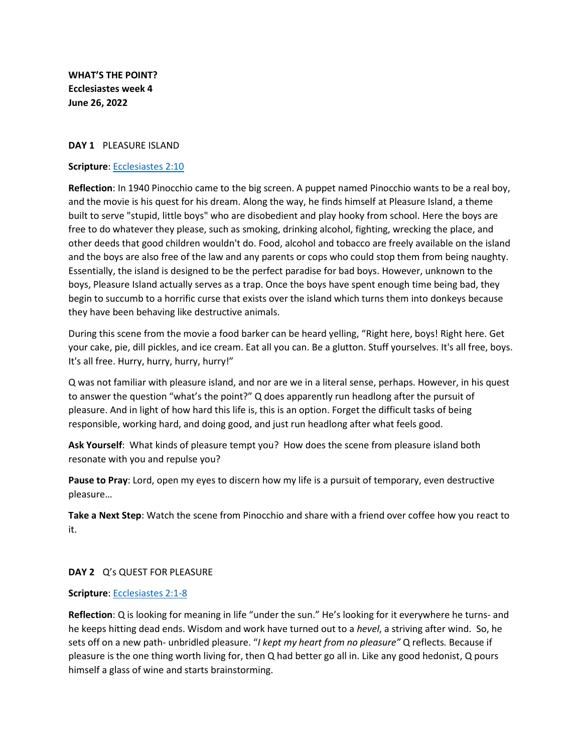**WHAT'S THE POINT?**
**Ecclesiastes week 4**
**June 26, 2022**

**DAY 1** PLEASURE ISLAND

**Scripture**: [Ecclesiastes 2:10]

**Reflection**: In 1940 Pinocchio came to the big screen. A puppet named Pinocchio wants to be a real boy, and the movie is his quest for his dream. Along the way, he finds himself at Pleasure Island, a theme built to serve "stupid, little boys" who are disobedient and play hooky from school. Here the boys are free to do whatever they please, such as smoking, drinking alcohol, fighting, wrecking the place, and other deeds that good children wouldn't do. Food, alcohol and tobacco are freely available on the island and the boys are also free of the law and any parents or cops who could stop them from being naughty. Essentially, the island is designed to be the perfect paradise for bad boys. However, unknown to the boys, Pleasure Island actually serves as a trap. Once the boys have spent enough time being bad, they begin to succumb to a horrific curse that exists over the island which turns them into donkeys because they have been behaving like destructive animals.

During this scene from the movie a food barker can be heard yelling, "Right here, boys! Right here. Get your cake, pie, dill pickles, and ice cream. Eat all you can. Be a glutton. Stuff yourselves. It's all free, boys. It's all free. Hurry, hurry, hurry, hurry!"

Q was not familiar with pleasure island, and nor are we in a literal sense, perhaps. However, in his quest to answer the question "what's the point?" Q does apparently run headlong after the pursuit of pleasure. And in light of how hard this life is, this is an option. Forget the difficult tasks of being responsible, working hard, and doing good, and just run headlong after what feels good.

**Ask Yourself**: What kinds of pleasure tempt you? How does the scene from pleasure island both resonate with you and repulse you?

**Pause to Pray**: Lord, open my eyes to discern how my life is a pursuit of temporary, even destructive pleasure…

**Take a Next Step**: Watch the scene from Pinocchio and share with a friend over coffee how you react to it.

**DAY 2** Q's QUEST FOR PLEASURE

**Scripture**: [Ecclesiastes 2:1-8]

**Reflection**: Q is looking for meaning in life "under the sun." He's looking for it everywhere he turns- and he keeps hitting dead ends. Wisdom and work have turned out to a *hevel*, a striving after wind. So, he sets off on a new path- unbridled pleasure. "*I kept my heart from no pleasure"* Q reflects. Because if pleasure is the one thing worth living for, then Q had better go all in. Like any good hedonist, Q pours himself a glass of wine and starts brainstorming.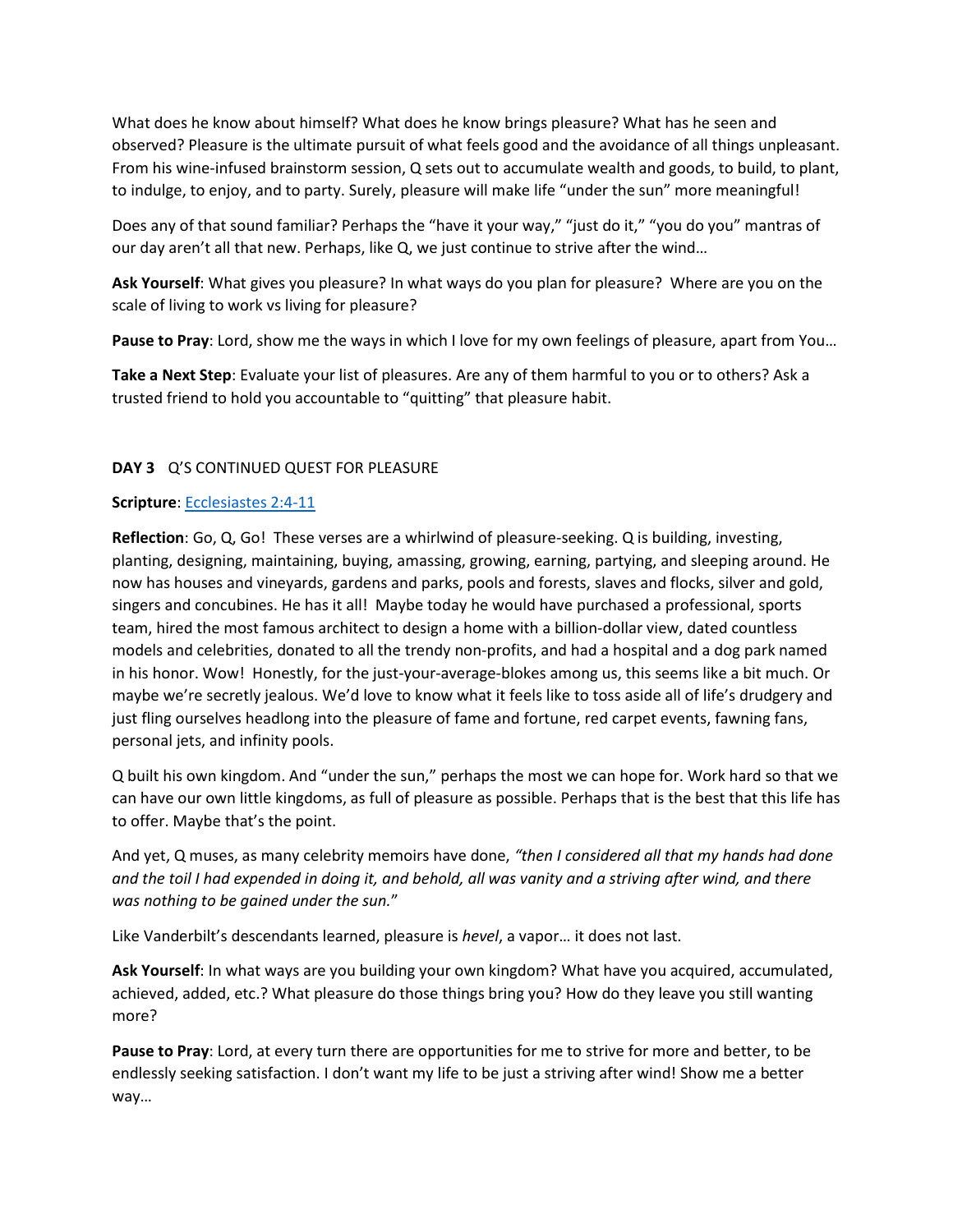What does he know about himself? What does he know brings pleasure? What has he seen and observed? Pleasure is the ultimate pursuit of what feels good and the avoidance of all things unpleasant. From his wine-infused brainstorm session, Q sets out to accumulate wealth and goods, to build, to plant, to indulge, to enjoy, and to party. Surely, pleasure will make life "under the sun" more meaningful!

Does any of that sound familiar? Perhaps the "have it your way," "just do it," "you do you" mantras of our day aren't all that new. Perhaps, like Q, we just continue to strive after the wind…

**Ask Yourself**: What gives you pleasure? In what ways do you plan for pleasure? Where are you on the scale of living to work vs living for pleasure?

**Pause to Pray**: Lord, show me the ways in which I love for my own feelings of pleasure, apart from You…

**Take a Next Step**: Evaluate your list of pleasures. Are any of them harmful to you or to others? Ask a trusted friend to hold you accountable to "quitting" that pleasure habit.

### DAY 3 Q'S CONTINUED QUEST FOR PLEASURE

**Scripture**: Ecclesiastes 2:4-11

**Reflection**: Go, Q, Go! These verses are a whirlwind of pleasure-seeking. Q is building, investing, planting, designing, maintaining, buying, amassing, growing, earning, partying, and sleeping around. He now has houses and vineyards, gardens and parks, pools and forests, slaves and flocks, silver and gold, singers and concubines. He has it all! Maybe today he would have purchased a professional, sports team, hired the most famous architect to design a home with a billion-dollar view, dated countless models and celebrities, donated to all the trendy non-profits, and had a hospital and a dog park named in his honor. Wow! Honestly, for the just-your-average-blokes among us, this seems like a bit much. Or maybe we're secretly jealous. We'd love to know what it feels like to toss aside all of life's drudgery and just fling ourselves headlong into the pleasure of fame and fortune, red carpet events, fawning fans, personal jets, and infinity pools.

Q built his own kingdom. And "under the sun," perhaps the most we can hope for. Work hard so that we can have our own little kingdoms, as full of pleasure as possible. Perhaps that is the best that this life has to offer. Maybe that's the point.

And yet, Q muses, as many celebrity memoirs have done, *"then I considered all that my hands had done and the toil I had expended in doing it, and behold, all was vanity and a striving after wind, and there was nothing to be gained under the sun."*

Like Vanderbilt's descendants learned, pleasure is *hevel*, a vapor… it does not last.

**Ask Yourself**: In what ways are you building your own kingdom? What have you acquired, accumulated, achieved, added, etc.? What pleasure do those things bring you? How do they leave you still wanting more?

**Pause to Pray**: Lord, at every turn there are opportunities for me to strive for more and better, to be endlessly seeking satisfaction. I don't want my life to be just a striving after wind! Show me a better way…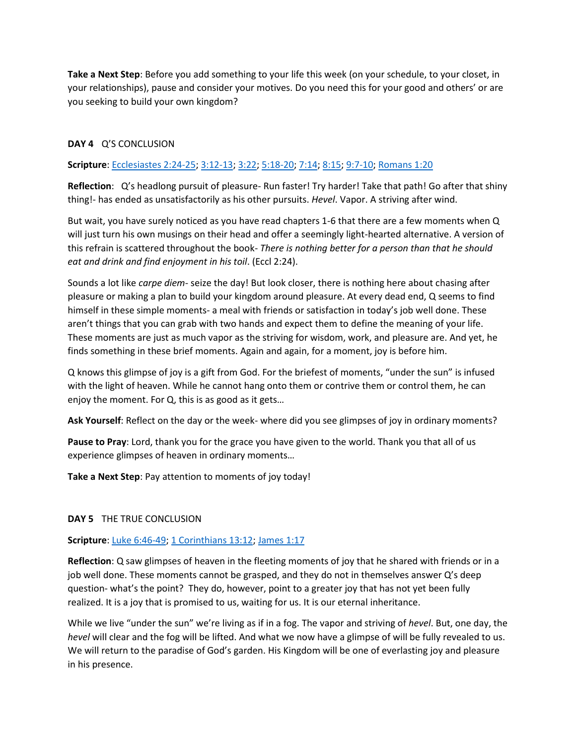**Take a Next Step**: Before you add something to your life this week (on your schedule, to your closet, in your relationships), pause and consider your motives. Do you need this for your good and others' or are you seeking to build your own kingdom?

### DAY 4 Q'S CONCLUSION

**Scripture**: Ecclesiastes 2:24-25; 3:12-13; 3:22; 5:18-20; 7:14; 8:15; 9:7-10; Romans 1:20

**Reflection**: Q's headlong pursuit of pleasure- Run faster! Try harder! Take that path! Go after that shiny thing!- has ended as unsatisfactorily as his other pursuits. *Hevel*. Vapor. A striving after wind.

But wait, you have surely noticed as you have read chapters 1-6 that there are a few moments when Q will just turn his own musings on their head and offer a seemingly light-hearted alternative. A version of this refrain is scattered throughout the book- *There is nothing better for a person than that he should eat and drink and find enjoyment in his toil*. (Eccl 2:24).

Sounds a lot like *carpe diem*- seize the day! But look closer, there is nothing here about chasing after pleasure or making a plan to build your kingdom around pleasure. At every dead end, Q seems to find himself in these simple moments- a meal with friends or satisfaction in today's job well done. These aren't things that you can grab with two hands and expect them to define the meaning of your life. These moments are just as much vapor as the striving for wisdom, work, and pleasure are. And yet, he finds something in these brief moments. Again and again, for a moment, joy is before him.

Q knows this glimpse of joy is a gift from God. For the briefest of moments, "under the sun" is infused with the light of heaven. While he cannot hang onto them or contrive them or control them, he can enjoy the moment. For Q, this is as good as it gets…

**Ask Yourself**: Reflect on the day or the week- where did you see glimpses of joy in ordinary moments?

**Pause to Pray**: Lord, thank you for the grace you have given to the world. Thank you that all of us experience glimpses of heaven in ordinary moments…

**Take a Next Step**: Pay attention to moments of joy today!

### DAY 5 THE TRUE CONCLUSION

**Scripture**: Luke 6:46-49; 1 Corinthians 13:12; James 1:17

**Reflection**: Q saw glimpses of heaven in the fleeting moments of joy that he shared with friends or in a job well done. These moments cannot be grasped, and they do not in themselves answer Q's deep question- what's the point? They do, however, point to a greater joy that has not yet been fully realized. It is a joy that is promised to us, waiting for us. It is our eternal inheritance.

While we live "under the sun" we're living as if in a fog. The vapor and striving of *hevel*. But, one day, the *hevel* will clear and the fog will be lifted. And what we now have a glimpse of will be fully revealed to us. We will return to the paradise of God's garden. His Kingdom will be one of everlasting joy and pleasure in his presence.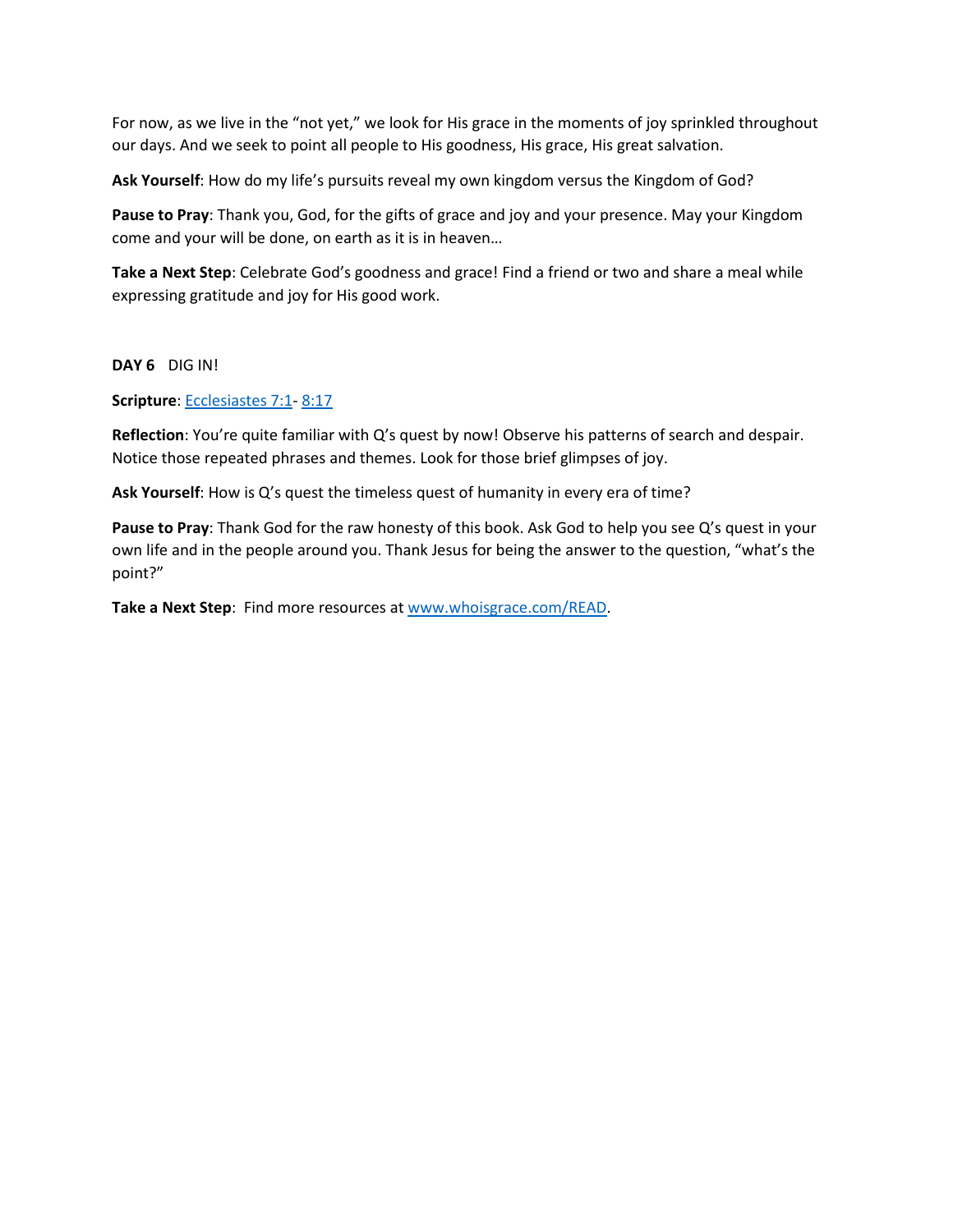For now, as we live in the "not yet," we look for His grace in the moments of joy sprinkled throughout our days. And we seek to point all people to His goodness, His grace, His great salvation.

**Ask Yourself**: How do my life's pursuits reveal my own kingdom versus the Kingdom of God?

**Pause to Pray**: Thank you, God, for the gifts of grace and joy and your presence. May your Kingdom come and your will be done, on earth as it is in heaven…

**Take a Next Step**: Celebrate God's goodness and grace! Find a friend or two and share a meal while expressing gratitude and joy for His good work.

**DAY 6** DIG IN!

**Scripture**: [Ecclesiastes 7:1](#)- [8:17](#)

**Reflection**: You're quite familiar with Q's quest by now! Observe his patterns of search and despair. Notice those repeated phrases and themes. Look for those brief glimpses of joy.

**Ask Yourself**: How is Q's quest the timeless quest of humanity in every era of time?

**Pause to Pray**: Thank God for the raw honesty of this book. Ask God to help you see Q's quest in your own life and in the people around you. Thank Jesus for being the answer to the question, "what's the point?"

**Take a Next Step**: Find more resources at [www.whoisgrace.com/READ](http://www.whoisgrace.com/READ).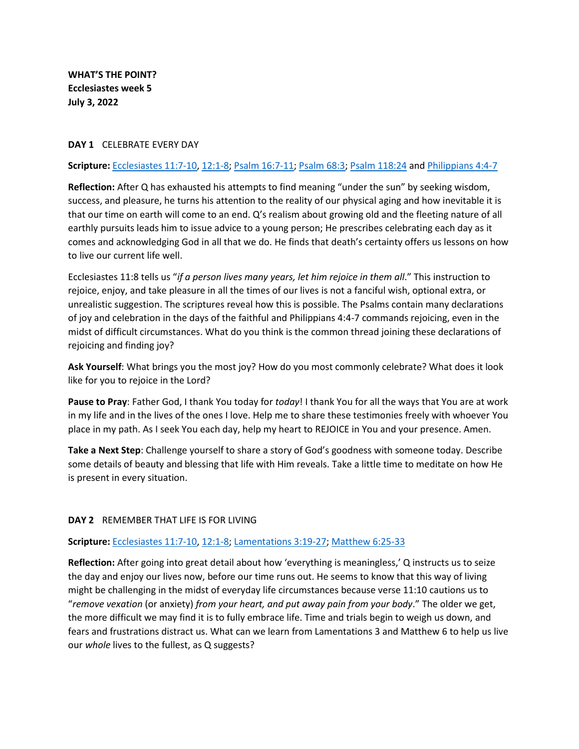**WHAT'S THE POINT?**
**Ecclesiastes week 5**
**July 3, 2022**

**DAY 1** CELEBRATE EVERY DAY

**Scripture:** Ecclesiastes 11:7-10, 12:1-8; Psalm 16:7-11; Psalm 68:3; Psalm 118:24 and Philippians 4:4-7

**Reflection:** After Q has exhausted his attempts to find meaning "under the sun" by seeking wisdom, success, and pleasure, he turns his attention to the reality of our physical aging and how inevitable it is that our time on earth will come to an end. Q's realism about growing old and the fleeting nature of all earthly pursuits leads him to issue advice to a young person; He prescribes celebrating each day as it comes and acknowledging God in all that we do. He finds that death's certainty offers us lessons on how to live our current life well.

Ecclesiastes 11:8 tells us "*if a person lives many years, let him rejoice in them all*." This instruction to rejoice, enjoy, and take pleasure in all the times of our lives is not a fanciful wish, optional extra, or unrealistic suggestion. The scriptures reveal how this is possible. The Psalms contain many declarations of joy and celebration in the days of the faithful and Philippians 4:4-7 commands rejoicing, even in the midst of difficult circumstances. What do you think is the common thread joining these declarations of rejoicing and finding joy?

**Ask Yourself**: What brings you the most joy? How do you most commonly celebrate? What does it look like for you to rejoice in the Lord?

**Pause to Pray**: Father God, I thank You today for *today*! I thank You for all the ways that You are at work in my life and in the lives of the ones I love. Help me to share these testimonies freely with whoever You place in my path. As I seek You each day, help my heart to REJOICE in You and your presence. Amen.

**Take a Next Step**: Challenge yourself to share a story of God's goodness with someone today. Describe some details of beauty and blessing that life with Him reveals. Take a little time to meditate on how He is present in every situation.

**DAY 2** REMEMBER THAT LIFE IS FOR LIVING

**Scripture:** Ecclesiastes 11:7-10, 12:1-8; Lamentations 3:19-27; Matthew 6:25-33

**Reflection:** After going into great detail about how 'everything is meaningless,' Q instructs us to seize the day and enjoy our lives now, before our time runs out. He seems to know that this way of living might be challenging in the midst of everyday life circumstances because verse 11:10 cautions us to "*remove vexation* (or anxiety) *from your heart, and put away pain from your body*." The older we get, the more difficult we may find it is to fully embrace life. Time and trials begin to weigh us down, and fears and frustrations distract us. What can we learn from Lamentations 3 and Matthew 6 to help us live our *whole* lives to the fullest, as Q suggests?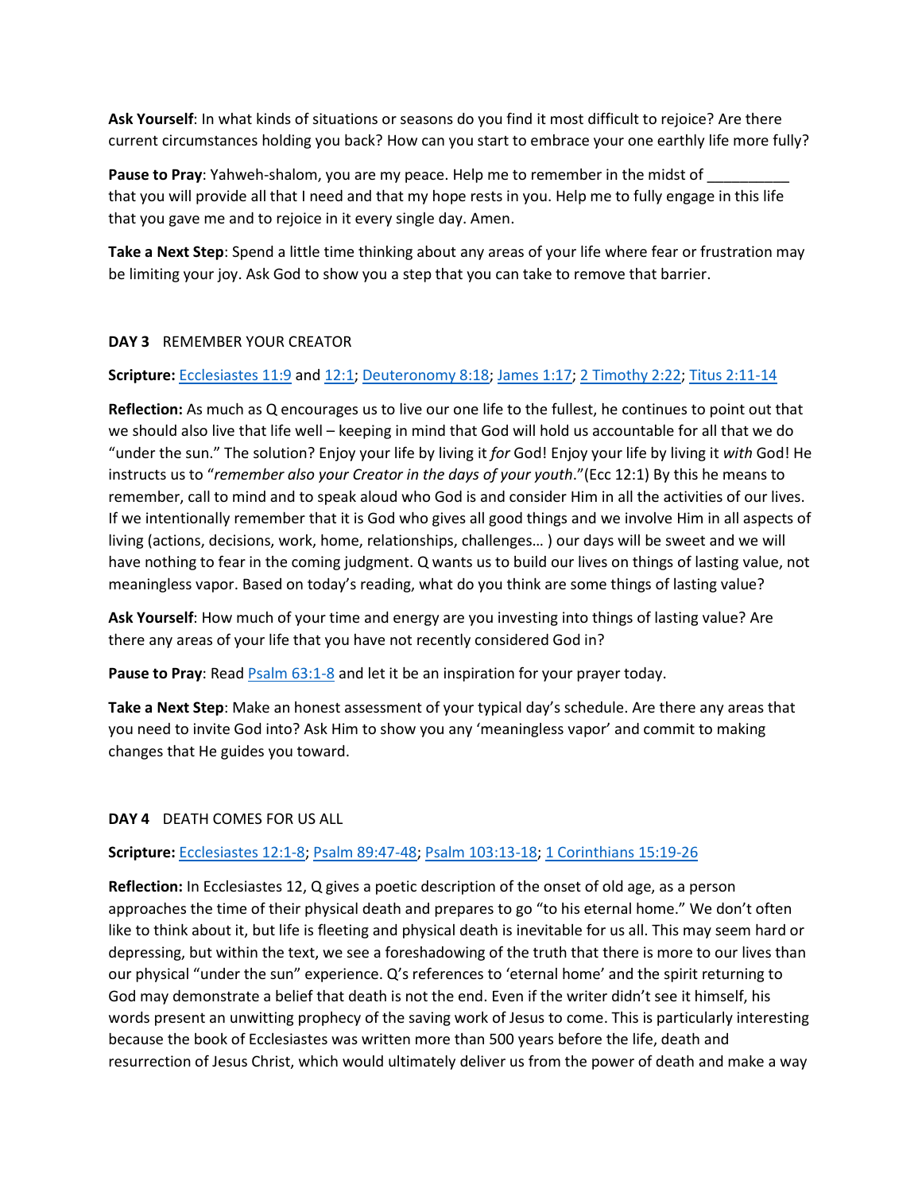**Ask Yourself**: In what kinds of situations or seasons do you find it most difficult to rejoice? Are there current circumstances holding you back? How can you start to embrace your one earthly life more fully?

**Pause to Pray**: Yahweh-shalom, you are my peace. Help me to remember in the midst of __________ that you will provide all that I need and that my hope rests in you. Help me to fully engage in this life that you gave me and to rejoice in it every single day. Amen.

**Take a Next Step**: Spend a little time thinking about any areas of your life where fear or frustration may be limiting your joy. Ask God to show you a step that you can take to remove that barrier.

**DAY 3** REMEMBER YOUR CREATOR

**Scripture:** Ecclesiastes 11:9 and 12:1; Deuteronomy 8:18; James 1:17; 2 Timothy 2:22; Titus 2:11-14

**Reflection:** As much as Q encourages us to live our one life to the fullest, he continues to point out that we should also live that life well – keeping in mind that God will hold us accountable for all that we do "under the sun." The solution? Enjoy your life by living it *for* God! Enjoy your life by living it *with* God! He instructs us to "*remember also your Creator in the days of your youth*."(Ecc 12:1) By this he means to remember, call to mind and to speak aloud who God is and consider Him in all the activities of our lives. If we intentionally remember that it is God who gives all good things and we involve Him in all aspects of living (actions, decisions, work, home, relationships, challenges… ) our days will be sweet and we will have nothing to fear in the coming judgment. Q wants us to build our lives on things of lasting value, not meaningless vapor. Based on today's reading, what do you think are some things of lasting value?

**Ask Yourself**: How much of your time and energy are you investing into things of lasting value? Are there any areas of your life that you have not recently considered God in?

**Pause to Pray**: Read Psalm 63:1-8 and let it be an inspiration for your prayer today.

**Take a Next Step**: Make an honest assessment of your typical day's schedule. Are there any areas that you need to invite God into? Ask Him to show you any 'meaningless vapor' and commit to making changes that He guides you toward.

**DAY 4** DEATH COMES FOR US ALL

**Scripture:** Ecclesiastes 12:1-8; Psalm 89:47-48; Psalm 103:13-18; 1 Corinthians 15:19-26

**Reflection:** In Ecclesiastes 12, Q gives a poetic description of the onset of old age, as a person approaches the time of their physical death and prepares to go "to his eternal home." We don't often like to think about it, but life is fleeting and physical death is inevitable for us all. This may seem hard or depressing, but within the text, we see a foreshadowing of the truth that there is more to our lives than our physical "under the sun" experience. Q's references to 'eternal home' and the spirit returning to God may demonstrate a belief that death is not the end. Even if the writer didn't see it himself, his words present an unwitting prophecy of the saving work of Jesus to come. This is particularly interesting because the book of Ecclesiastes was written more than 500 years before the life, death and resurrection of Jesus Christ, which would ultimately deliver us from the power of death and make a way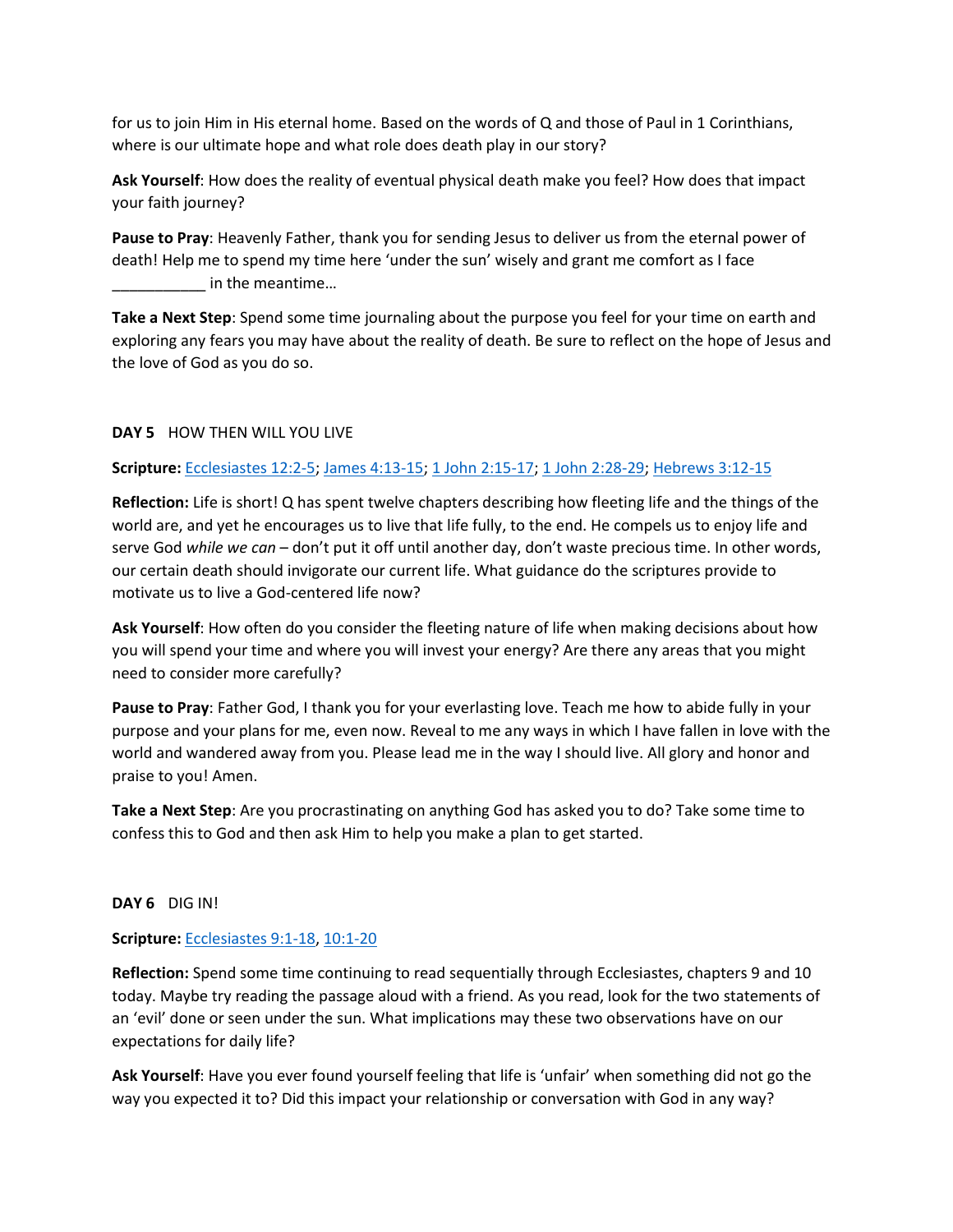for us to join Him in His eternal home. Based on the words of Q and those of Paul in 1 Corinthians, where is our ultimate hope and what role does death play in our story?

**Ask Yourself**: How does the reality of eventual physical death make you feel? How does that impact your faith journey?

**Pause to Pray**: Heavenly Father, thank you for sending Jesus to deliver us from the eternal power of death! Help me to spend my time here 'under the sun' wisely and grant me comfort as I face ___________ in the meantime…

**Take a Next Step**: Spend some time journaling about the purpose you feel for your time on earth and exploring any fears you may have about the reality of death. Be sure to reflect on the hope of Jesus and the love of God as you do so.

### DAY 5 HOW THEN WILL YOU LIVE

**Scripture:** Ecclesiastes 12:2-5; James 4:13-15; 1 John 2:15-17; 1 John 2:28-29; Hebrews 3:12-15

**Reflection:** Life is short! Q has spent twelve chapters describing how fleeting life and the things of the world are, and yet he encourages us to live that life fully, to the end. He compels us to enjoy life and serve God *while we can* – don't put it off until another day, don't waste precious time. In other words, our certain death should invigorate our current life. What guidance do the scriptures provide to motivate us to live a God-centered life now?

**Ask Yourself**: How often do you consider the fleeting nature of life when making decisions about how you will spend your time and where you will invest your energy? Are there any areas that you might need to consider more carefully?

**Pause to Pray**: Father God, I thank you for your everlasting love. Teach me how to abide fully in your purpose and your plans for me, even now. Reveal to me any ways in which I have fallen in love with the world and wandered away from you. Please lead me in the way I should live. All glory and honor and praise to you! Amen.

**Take a Next Step**: Are you procrastinating on anything God has asked you to do? Take some time to confess this to God and then ask Him to help you make a plan to get started.

### DAY 6 DIG IN!

**Scripture:** Ecclesiastes 9:1-18, 10:1-20

**Reflection:** Spend some time continuing to read sequentially through Ecclesiastes, chapters 9 and 10 today. Maybe try reading the passage aloud with a friend. As you read, look for the two statements of an 'evil' done or seen under the sun. What implications may these two observations have on our expectations for daily life?

**Ask Yourself**: Have you ever found yourself feeling that life is 'unfair' when something did not go the way you expected it to? Did this impact your relationship or conversation with God in any way?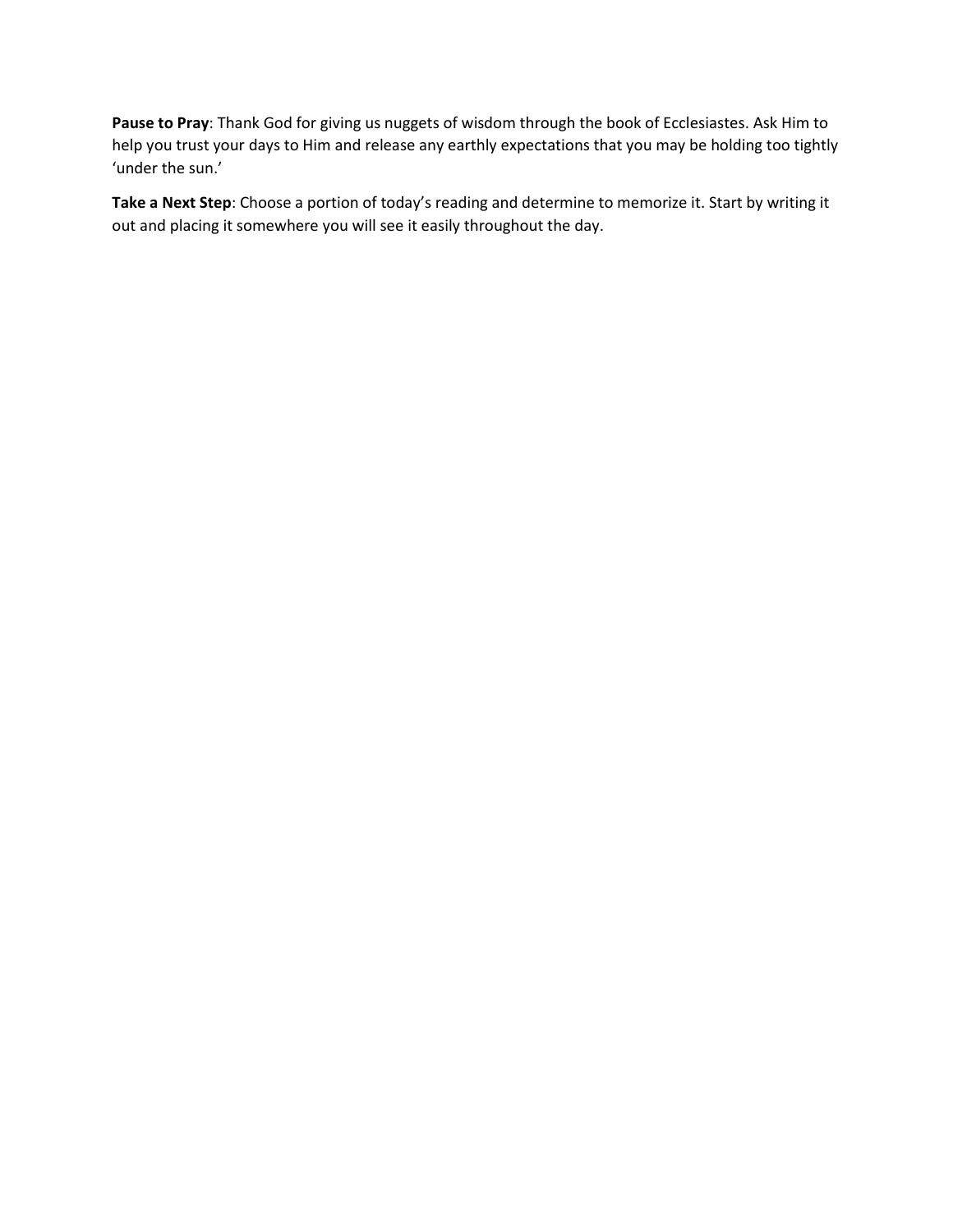**Pause to Pray**: Thank God for giving us nuggets of wisdom through the book of Ecclesiastes. Ask Him to help you trust your days to Him and release any earthly expectations that you may be holding too tightly 'under the sun.'

**Take a Next Step**: Choose a portion of today's reading and determine to memorize it. Start by writing it out and placing it somewhere you will see it easily throughout the day.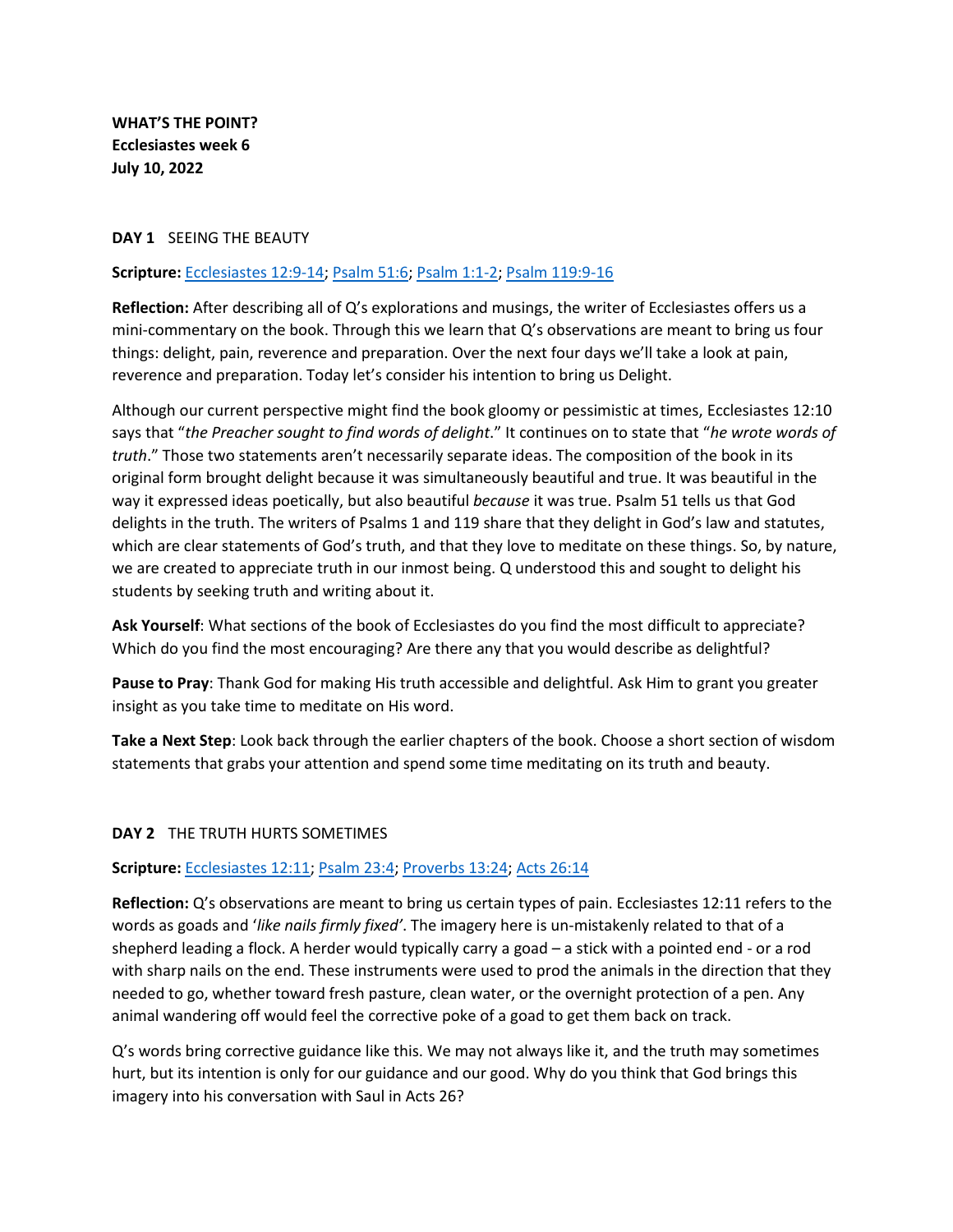**WHAT'S THE POINT?**
**Ecclesiastes week 6**
**July 10, 2022**

**DAY 1** SEEING THE BEAUTY

**Scripture:** Ecclesiastes 12:9-14; Psalm 51:6; Psalm 1:1-2; Psalm 119:9-16

**Reflection:** After describing all of Q's explorations and musings, the writer of Ecclesiastes offers us a mini-commentary on the book. Through this we learn that Q's observations are meant to bring us four things: delight, pain, reverence and preparation. Over the next four days we'll take a look at pain, reverence and preparation. Today let's consider his intention to bring us Delight.

Although our current perspective might find the book gloomy or pessimistic at times, Ecclesiastes 12:10 says that "*the Preacher sought to find words of delight*." It continues on to state that "*he wrote words of truth*." Those two statements aren't necessarily separate ideas. The composition of the book in its original form brought delight because it was simultaneously beautiful and true. It was beautiful in the way it expressed ideas poetically, but also beautiful *because* it was true. Psalm 51 tells us that God delights in the truth. The writers of Psalms 1 and 119 share that they delight in God's law and statutes, which are clear statements of God's truth, and that they love to meditate on these things. So, by nature, we are created to appreciate truth in our inmost being. Q understood this and sought to delight his students by seeking truth and writing about it.

**Ask Yourself**: What sections of the book of Ecclesiastes do you find the most difficult to appreciate? Which do you find the most encouraging? Are there any that you would describe as delightful?

**Pause to Pray**: Thank God for making His truth accessible and delightful. Ask Him to grant you greater insight as you take time to meditate on His word.

**Take a Next Step**: Look back through the earlier chapters of the book. Choose a short section of wisdom statements that grabs your attention and spend some time meditating on its truth and beauty.

**DAY 2** THE TRUTH HURTS SOMETIMES

**Scripture:** Ecclesiastes 12:11; Psalm 23:4; Proverbs 13:24; Acts 26:14

**Reflection:** Q's observations are meant to bring us certain types of pain. Ecclesiastes 12:11 refers to the words as goads and '*like nails firmly fixed*'. The imagery here is un-mistakenly related to that of a shepherd leading a flock. A herder would typically carry a goad – a stick with a pointed end - or a rod with sharp nails on the end. These instruments were used to prod the animals in the direction that they needed to go, whether toward fresh pasture, clean water, or the overnight protection of a pen. Any animal wandering off would feel the corrective poke of a goad to get them back on track.

Q's words bring corrective guidance like this. We may not always like it, and the truth may sometimes hurt, but its intention is only for our guidance and our good. Why do you think that God brings this imagery into his conversation with Saul in Acts 26?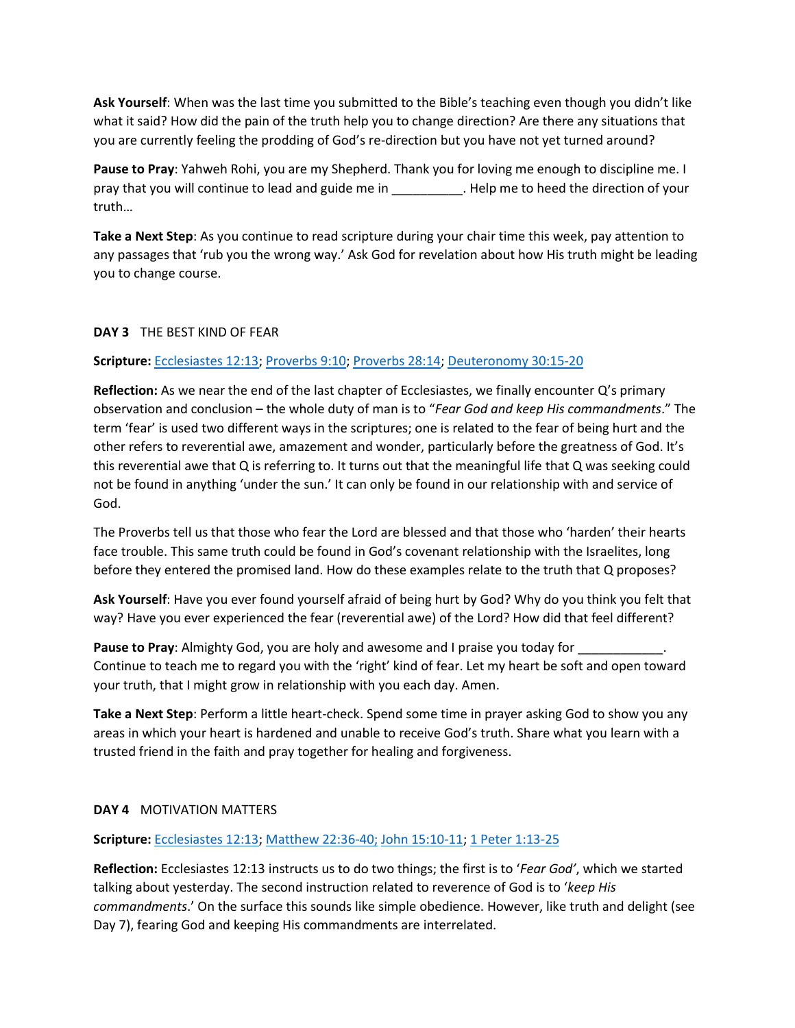**Ask Yourself**: When was the last time you submitted to the Bible's teaching even though you didn't like what it said? How did the pain of the truth help you to change direction? Are there any situations that you are currently feeling the prodding of God's re-direction but you have not yet turned around?

**Pause to Pray**: Yahweh Rohi, you are my Shepherd. Thank you for loving me enough to discipline me. I pray that you will continue to lead and guide me in __________. Help me to heed the direction of your truth…

**Take a Next Step**: As you continue to read scripture during your chair time this week, pay attention to any passages that 'rub you the wrong way.' Ask God for revelation about how His truth might be leading you to change course.

**DAY 3** THE BEST KIND OF FEAR

**Scripture:** Ecclesiastes 12:13; Proverbs 9:10; Proverbs 28:14; Deuteronomy 30:15-20

**Reflection:** As we near the end of the last chapter of Ecclesiastes, we finally encounter Q's primary observation and conclusion – the whole duty of man is to "*Fear God and keep His commandments*." The term 'fear' is used two different ways in the scriptures; one is related to the fear of being hurt and the other refers to reverential awe, amazement and wonder, particularly before the greatness of God. It's this reverential awe that Q is referring to. It turns out that the meaningful life that Q was seeking could not be found in anything 'under the sun.' It can only be found in our relationship with and service of God.

The Proverbs tell us that those who fear the Lord are blessed and that those who 'harden' their hearts face trouble. This same truth could be found in God's covenant relationship with the Israelites, long before they entered the promised land. How do these examples relate to the truth that Q proposes?

**Ask Yourself**: Have you ever found yourself afraid of being hurt by God? Why do you think you felt that way? Have you ever experienced the fear (reverential awe) of the Lord? How did that feel different?

**Pause to Pray**: Almighty God, you are holy and awesome and I praise you today for ____________. Continue to teach me to regard you with the 'right' kind of fear. Let my heart be soft and open toward your truth, that I might grow in relationship with you each day. Amen.

**Take a Next Step**: Perform a little heart-check. Spend some time in prayer asking God to show you any areas in which your heart is hardened and unable to receive God's truth. Share what you learn with a trusted friend in the faith and pray together for healing and forgiveness.

**DAY 4** MOTIVATION MATTERS

**Scripture:** Ecclesiastes 12:13; Matthew 22:36-40; John 15:10-11; 1 Peter 1:13-25

**Reflection:** Ecclesiastes 12:13 instructs us to do two things; the first is to '*Fear God*', which we started talking about yesterday. The second instruction related to reverence of God is to '*keep His commandments*.' On the surface this sounds like simple obedience. However, like truth and delight (see Day 7), fearing God and keeping His commandments are interrelated.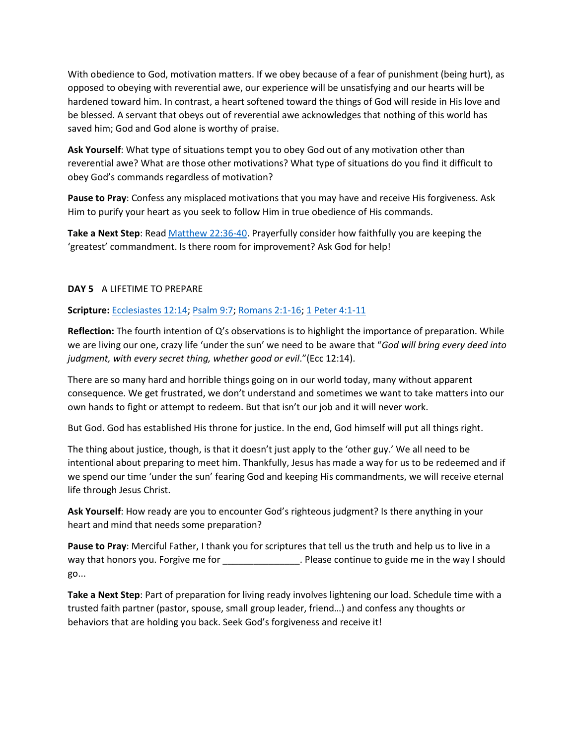With obedience to God, motivation matters. If we obey because of a fear of punishment (being hurt), as opposed to obeying with reverential awe, our experience will be unsatisfying and our hearts will be hardened toward him. In contrast, a heart softened toward the things of God will reside in His love and be blessed. A servant that obeys out of reverential awe acknowledges that nothing of this world has saved him; God and God alone is worthy of praise.

**Ask Yourself**: What type of situations tempt you to obey God out of any motivation other than reverential awe? What are those other motivations? What type of situations do you find it difficult to obey God's commands regardless of motivation?

**Pause to Pray**: Confess any misplaced motivations that you may have and receive His forgiveness. Ask Him to purify your heart as you seek to follow Him in true obedience of His commands.

**Take a Next Step**: Read Matthew 22:36-40. Prayerfully consider how faithfully you are keeping the 'greatest' commandment. Is there room for improvement? Ask God for help!

## DAY 5 A LIFETIME TO PREPARE

**Scripture:** Ecclesiastes 12:14; Psalm 9:7; Romans 2:1-16; 1 Peter 4:1-11

**Reflection:** The fourth intention of Q's observations is to highlight the importance of preparation. While we are living our one, crazy life 'under the sun' we need to be aware that "*God will bring every deed into judgment, with every secret thing, whether good or evil*."(Ecc 12:14).

There are so many hard and horrible things going on in our world today, many without apparent consequence. We get frustrated, we don't understand and sometimes we want to take matters into our own hands to fight or attempt to redeem. But that isn't our job and it will never work.

But God. God has established His throne for justice. In the end, God himself will put all things right.

The thing about justice, though, is that it doesn't just apply to the 'other guy.' We all need to be intentional about preparing to meet him. Thankfully, Jesus has made a way for us to be redeemed and if we spend our time 'under the sun' fearing God and keeping His commandments, we will receive eternal life through Jesus Christ.

**Ask Yourself**: How ready are you to encounter God's righteous judgment? Is there anything in your heart and mind that needs some preparation?

**Pause to Pray**: Merciful Father, I thank you for scriptures that tell us the truth and help us to live in a way that honors you. Forgive me for _______________. Please continue to guide me in the way I should go...

**Take a Next Step**: Part of preparation for living ready involves lightening our load. Schedule time with a trusted faith partner (pastor, spouse, small group leader, friend…) and confess any thoughts or behaviors that are holding you back. Seek God's forgiveness and receive it!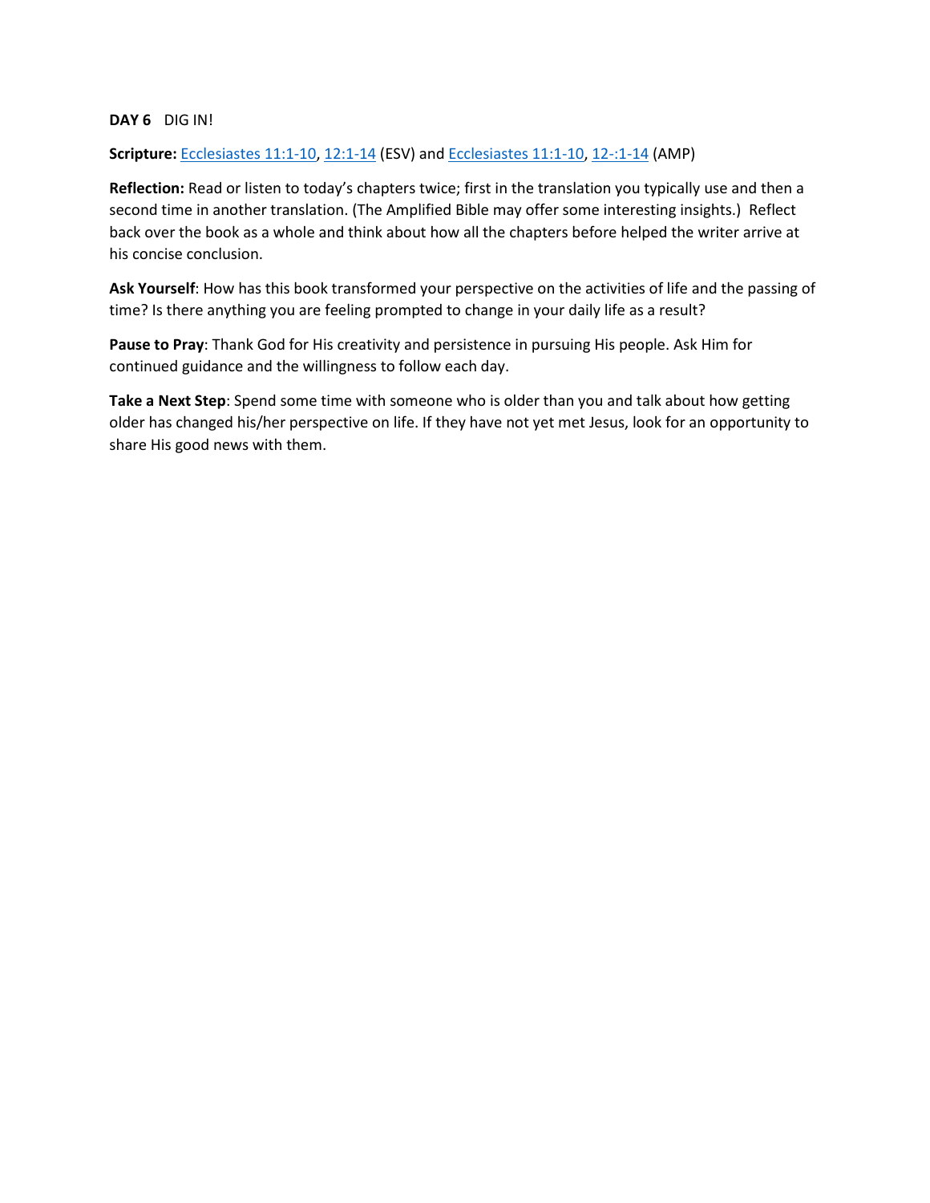**DAY 6** DIG IN!

**Scripture:** Ecclesiastes 11:1-10, 12:1-14 (ESV) and Ecclesiastes 11:1-10, 12-:1-14 (AMP)

**Reflection:** Read or listen to today's chapters twice; first in the translation you typically use and then a second time in another translation. (The Amplified Bible may offer some interesting insights.) Reflect back over the book as a whole and think about how all the chapters before helped the writer arrive at his concise conclusion.

**Ask Yourself**: How has this book transformed your perspective on the activities of life and the passing of time? Is there anything you are feeling prompted to change in your daily life as a result?

**Pause to Pray**: Thank God for His creativity and persistence in pursuing His people. Ask Him for continued guidance and the willingness to follow each day.

**Take a Next Step**: Spend some time with someone who is older than you and talk about how getting older has changed his/her perspective on life. If they have not yet met Jesus, look for an opportunity to share His good news with them.